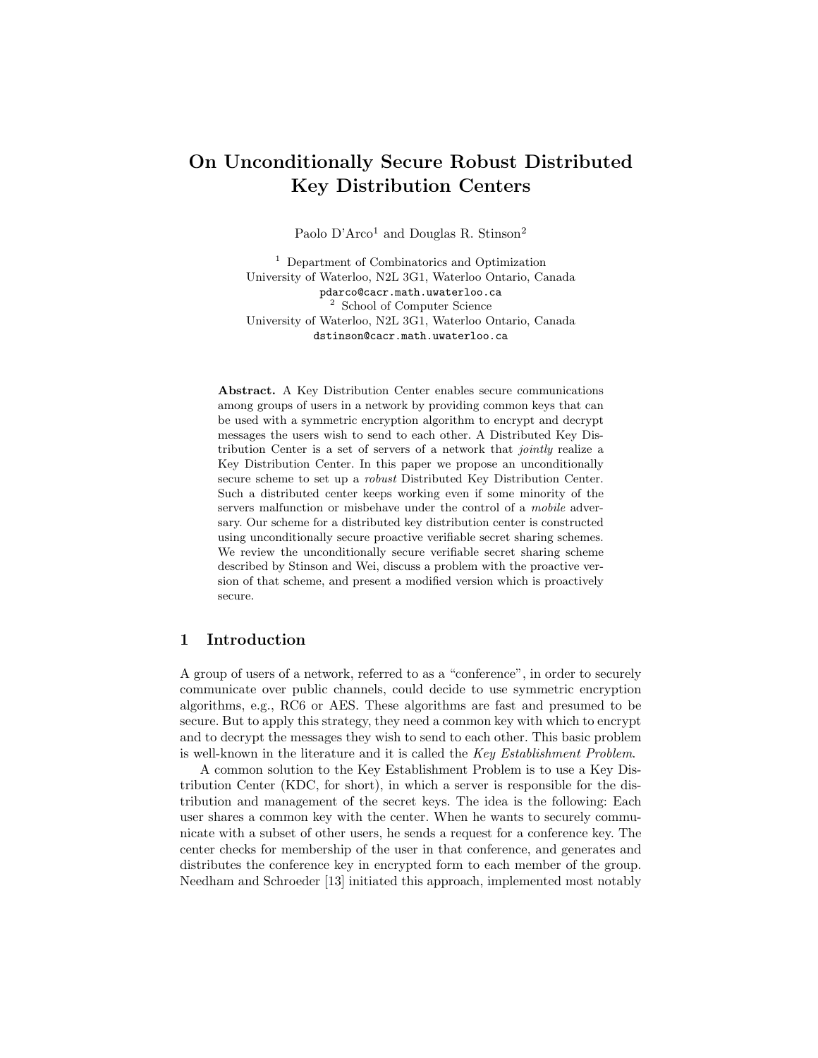# On Unconditionally Secure Robust Distributed Key Distribution Centers

Paolo D'Arco[1] and Douglas R. Stinson[2]

[1] Department of Combinatorics and Optimization
University of Waterloo, N2L 3G1, Waterloo Ontario, Canada
pdarco@cacr.math.uwaterloo.ca

[2] School of Computer Science
University of Waterloo, N2L 3G1, Waterloo Ontario, Canada
dstinson@cacr.math.uwaterloo.ca

**Abstract.** A Key Distribution Center enables secure communications among groups of users in a network by providing common keys that can be used with a symmetric encryption algorithm to encrypt and decrypt messages the users wish to send to each other. A Distributed Key Distribution Center is a set of servers of a network that *jointly* realize a Key Distribution Center. In this paper we propose an unconditionally secure scheme to set up a *robust* Distributed Key Distribution Center. Such a distributed center keeps working even if some minority of the servers malfunction or misbehave under the control of a *mobile* adversary. Our scheme for a distributed key distribution center is constructed using unconditionally secure proactive verifiable secret sharing schemes. We review the unconditionally secure verifiable secret sharing scheme described by Stinson and Wei, discuss a problem with the proactive version of that scheme, and present a modified version which is proactively secure.

## 1 Introduction

A group of users of a network, referred to as a "conference", in order to securely communicate over public channels, could decide to use symmetric encryption algorithms, e.g., RC6 or AES. These algorithms are fast and presumed to be secure. But to apply this strategy, they need a common key with which to encrypt and to decrypt the messages they wish to send to each other. This basic problem is well-known in the literature and it is called the *Key Establishment Problem*.

A common solution to the Key Establishment Problem is to use a Key Distribution Center (KDC, for short), in which a server is responsible for the distribution and management of the secret keys. The idea is the following: Each user shares a common key with the center. When he wants to securely communicate with a subset of other users, he sends a request for a conference key. The center checks for membership of the user in that conference, and generates and distributes the conference key in encrypted form to each member of the group. Needham and Schroeder [13] initiated this approach, implemented most notably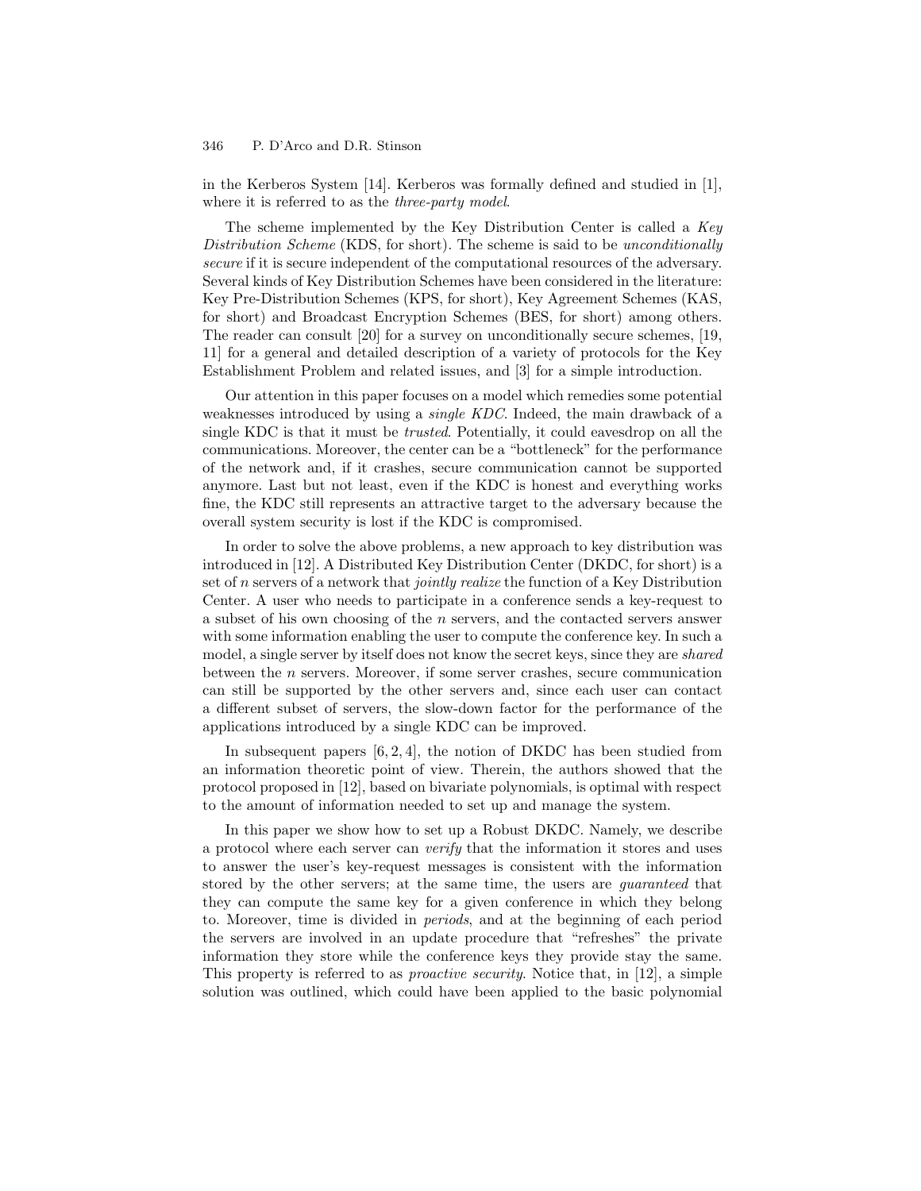in the Kerberos System [14]. Kerberos was formally defined and studied in [1], where it is referred to as the *three-party model*.

The scheme implemented by the Key Distribution Center is called a *Key Distribution Scheme* (KDS, for short). The scheme is said to be *unconditionally secure* if it is secure independent of the computational resources of the adversary. Several kinds of Key Distribution Schemes have been considered in the literature: Key Pre-Distribution Schemes (KPS, for short), Key Agreement Schemes (KAS, for short) and Broadcast Encryption Schemes (BES, for short) among others. The reader can consult [20] for a survey on unconditionally secure schemes, [19, 11] for a general and detailed description of a variety of protocols for the Key Establishment Problem and related issues, and [3] for a simple introduction.

Our attention in this paper focuses on a model which remedies some potential weaknesses introduced by using a *single KDC*. Indeed, the main drawback of a single KDC is that it must be *trusted*. Potentially, it could eavesdrop on all the communications. Moreover, the center can be a "bottleneck" for the performance of the network and, if it crashes, secure communication cannot be supported anymore. Last but not least, even if the KDC is honest and everything works fine, the KDC still represents an attractive target to the adversary because the overall system security is lost if the KDC is compromised.

In order to solve the above problems, a new approach to key distribution was introduced in [12]. A Distributed Key Distribution Center (DKDC, for short) is a set of $n$ servers of a network that *jointly realize* the function of a Key Distribution Center. A user who needs to participate in a conference sends a key-request to a subset of his own choosing of the $n$ servers, and the contacted servers answer with some information enabling the user to compute the conference key. In such a model, a single server by itself does not know the secret keys, since they are *shared* between the $n$ servers. Moreover, if some server crashes, secure communication can still be supported by the other servers and, since each user can contact a different subset of servers, the slow-down factor for the performance of the applications introduced by a single KDC can be improved.

In subsequent papers [6, 2, 4], the notion of DKDC has been studied from an information theoretic point of view. Therein, the authors showed that the protocol proposed in [12], based on bivariate polynomials, is optimal with respect to the amount of information needed to set up and manage the system.

In this paper we show how to set up a Robust DKDC. Namely, we describe a protocol where each server can *verify* that the information it stores and uses to answer the user's key-request messages is consistent with the information stored by the other servers; at the same time, the users are *guaranteed* that they can compute the same key for a given conference in which they belong to. Moreover, time is divided in *periods*, and at the beginning of each period the servers are involved in an update procedure that "refreshes" the private information they store while the conference keys they provide stay the same. This property is referred to as *proactive security*. Notice that, in [12], a simple solution was outlined, which could have been applied to the basic polynomial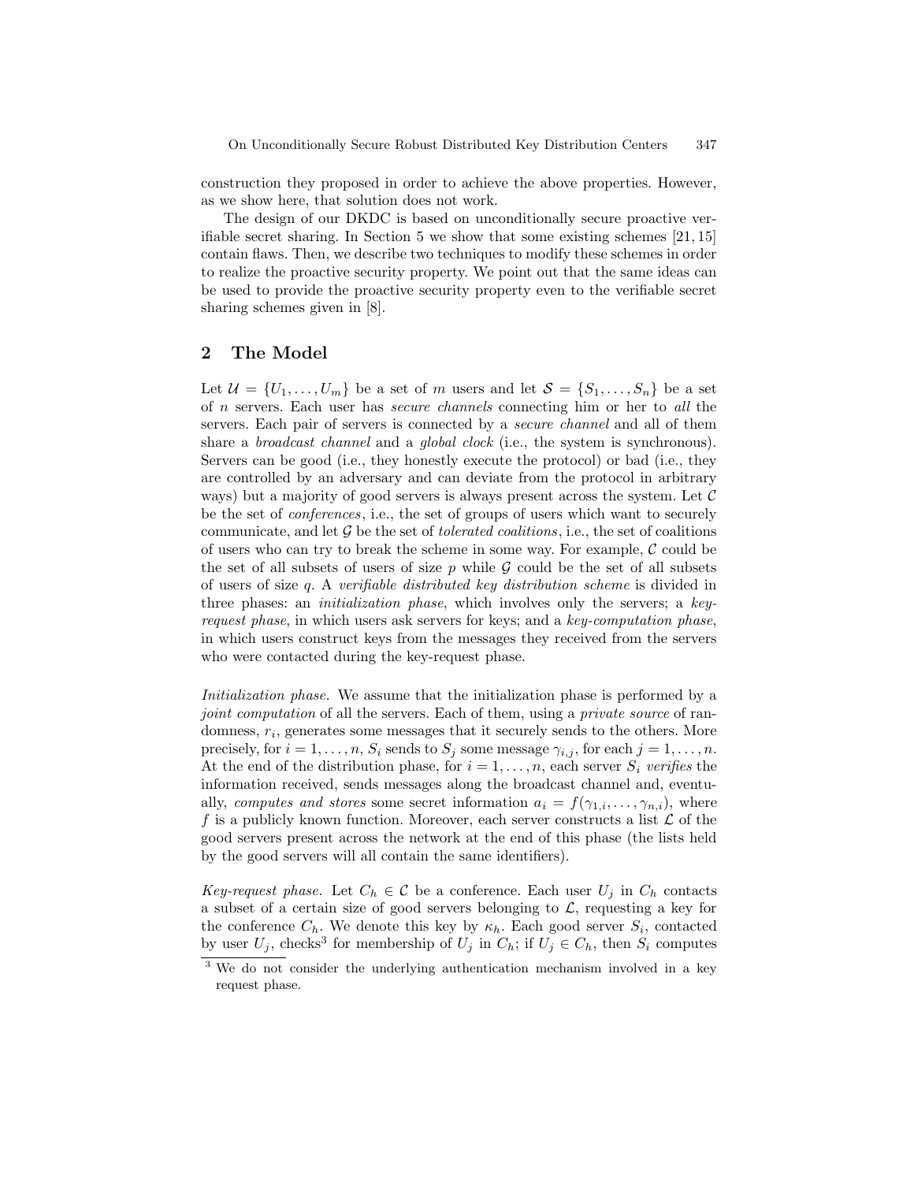construction they proposed in order to achieve the above properties. However, as we show here, that solution does not work.

The design of our DKDC is based on unconditionally secure proactive verifiable secret sharing. In Section 5 we show that some existing schemes [21, 15] contain flaws. Then, we describe two techniques to modify these schemes in order to realize the proactive security property. We point out that the same ideas can be used to provide the proactive security property even to the verifiable secret sharing schemes given in [8].

## 2 The Model

Let $\mathcal{U} = \{U_1, \ldots, U_m\}$ be a set of $m$ users and let $\mathcal{S} = \{S_1, \ldots, S_n\}$ be a set of $n$ servers. Each user has *secure channels* connecting him or her to *all* the servers. Each pair of servers is connected by a *secure channel* and all of them share a *broadcast channel* and a *global clock* (i.e., the system is synchronous). Servers can be good (i.e., they honestly execute the protocol) or bad (i.e., they are controlled by an adversary and can deviate from the protocol in arbitrary ways) but a majority of good servers is always present across the system. Let $\mathcal{C}$ be the set of *conferences*, i.e., the set of groups of users which want to securely communicate, and let $\mathcal{G}$ be the set of *tolerated coalitions*, i.e., the set of coalitions of users who can try to break the scheme in some way. For example, $\mathcal{C}$ could be the set of all subsets of users of size $p$ while $\mathcal{G}$ could be the set of all subsets of users of size $q$. A *verifiable distributed key distribution scheme* is divided in three phases: an *initialization phase*, which involves only the servers; a *key-request phase*, in which users ask servers for keys; and a *key-computation phase*, in which users construct keys from the messages they received from the servers who were contacted during the key-request phase.

*Initialization phase.* We assume that the initialization phase is performed by a *joint computation* of all the servers. Each of them, using a *private source* of randomness, $r_i$, generates some messages that it securely sends to the others. More precisely, for $i = 1, \ldots, n$, $S_i$ sends to $S_j$ some message $\gamma_{i,j}$, for each $j = 1, \ldots, n$. At the end of the distribution phase, for $i = 1, \ldots, n$, each server $S_i$ *verifies* the information received, sends messages along the broadcast channel and, eventually, *computes and stores* some secret information $a_i = f(\gamma_{1,i}, \ldots, \gamma_{n,i})$, where $f$ is a publicly known function. Moreover, each server constructs a list $\mathcal{L}$ of the good servers present across the network at the end of this phase (the lists held by the good servers will all contain the same identifiers).

*Key-request phase.* Let $C_h \in \mathcal{C}$ be a conference. Each user $U_j$ in $C_h$ contacts a subset of a certain size of good servers belonging to $\mathcal{L}$, requesting a key for the conference $C_h$. We denote this key by $\kappa_h$. Each good server $S_i$, contacted by user $U_j$, checks[3] for membership of $U_j$ in $C_h$; if $U_j \in C_h$, then $S_i$ computes

[3] We do not consider the underlying authentication mechanism involved in a key request phase.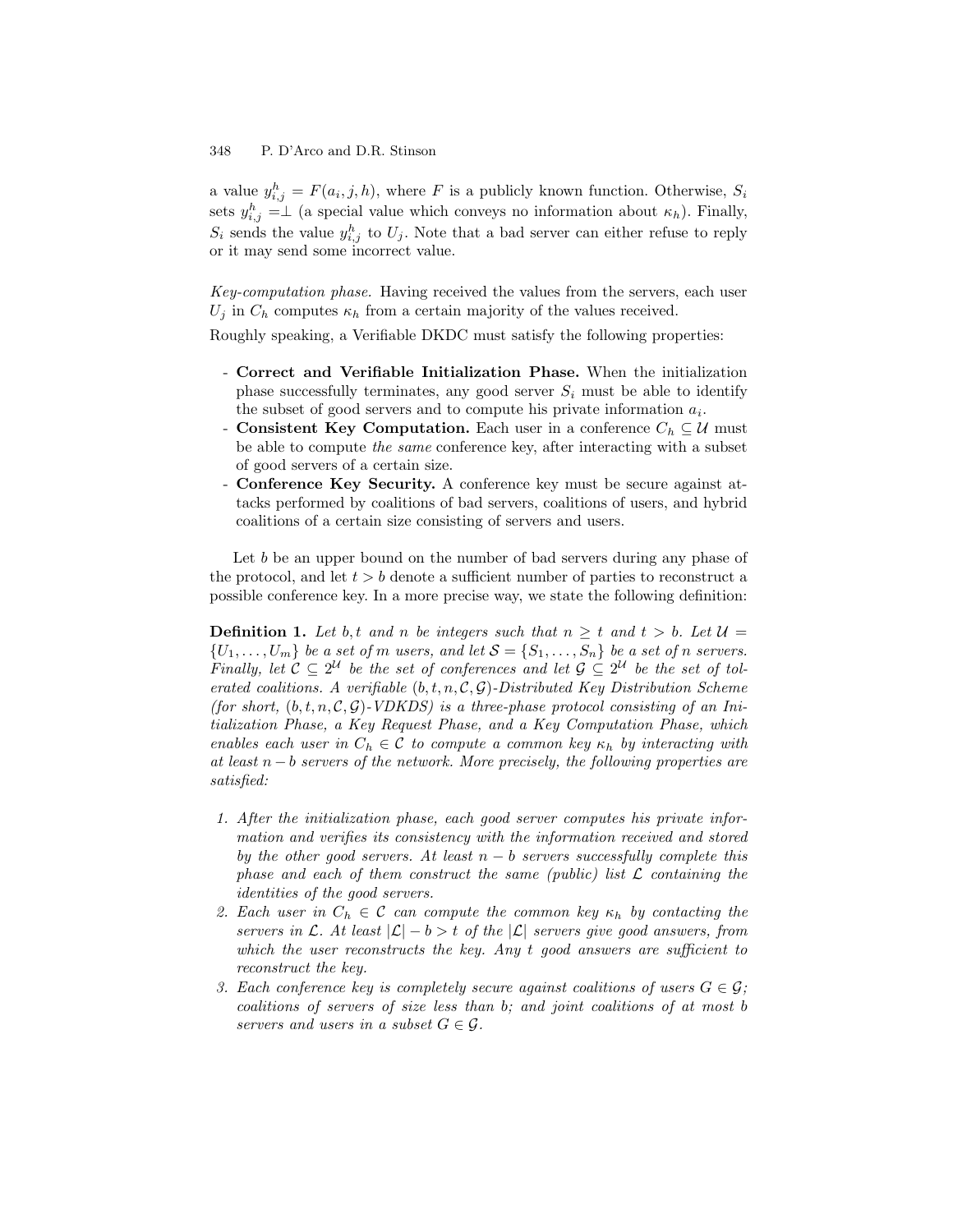a value $y_{i,j}^h = F(a_i, j, h)$, where $F$ is a publicly known function. Otherwise, $S_i$ sets $y_{i,j}^h = \perp$ (a special value which conveys no information about $\kappa_h$). Finally, $S_i$ sends the value $y_{i,j}^h$ to $U_j$. Note that a bad server can either refuse to reply or it may send some incorrect value.

*Key-computation phase.* Having received the values from the servers, each user $U_j$ in $C_h$ computes $\kappa_h$ from a certain majority of the values received.

Roughly speaking, a Verifiable DKDC must satisfy the following properties:

- **Correct and Verifiable Initialization Phase.** When the initialization phase successfully terminates, any good server $S_i$ must be able to identify the subset of good servers and to compute his private information $a_i$.
- **Consistent Key Computation.** Each user in a conference $C_h \subseteq \mathcal{U}$ must be able to compute *the same* conference key, after interacting with a subset of good servers of a certain size.
- **Conference Key Security.** A conference key must be secure against attacks performed by coalitions of bad servers, coalitions of users, and hybrid coalitions of a certain size consisting of servers and users.

Let $b$ be an upper bound on the number of bad servers during any phase of the protocol, and let $t > b$ denote a sufficient number of parties to reconstruct a possible conference key. In a more precise way, we state the following definition:

**Definition 1.** *Let $b, t$ and $n$ be integers such that $n \geq t$ and $t > b$. Let $\mathcal{U} = \{U_1, \ldots, U_m\}$ be a set of $m$ users, and let $\mathcal{S} = \{S_1, \ldots, S_n\}$ be a set of $n$ servers. Finally, let $\mathcal{C} \subseteq 2^{\mathcal{U}}$ be the set of conferences and let $\mathcal{G} \subseteq 2^{\mathcal{U}}$ be the set of tolerated coalitions. A verifiable $(b, t, n, \mathcal{C}, \mathcal{G})$-Distributed Key Distribution Scheme (for short, $(b, t, n, \mathcal{C}, \mathcal{G})$-VDKDS) is a three-phase protocol consisting of an Initialization Phase, a Key Request Phase, and a Key Computation Phase, which enables each user in $C_h \in \mathcal{C}$ to compute a common key $\kappa_h$ by interacting with at least $n - b$ servers of the network. More precisely, the following properties are satisfied:*

1. *After the initialization phase, each good server computes his private information and verifies its consistency with the information received and stored by the other good servers. At least $n - b$ servers successfully complete this phase and each of them construct the same (public) list $\mathcal{L}$ containing the identities of the good servers.*
2. *Each user in $C_h \in \mathcal{C}$ can compute the common key $\kappa_h$ by contacting the servers in $\mathcal{L}$. At least $|\mathcal{L}| - b > t$ of the $|\mathcal{L}|$ servers give good answers, from which the user reconstructs the key. Any $t$ good answers are sufficient to reconstruct the key.*
3. *Each conference key is completely secure against coalitions of users $G \in \mathcal{G}$; coalitions of servers of size less than $b$; and joint coalitions of at most $b$ servers and users in a subset $G \in \mathcal{G}$.*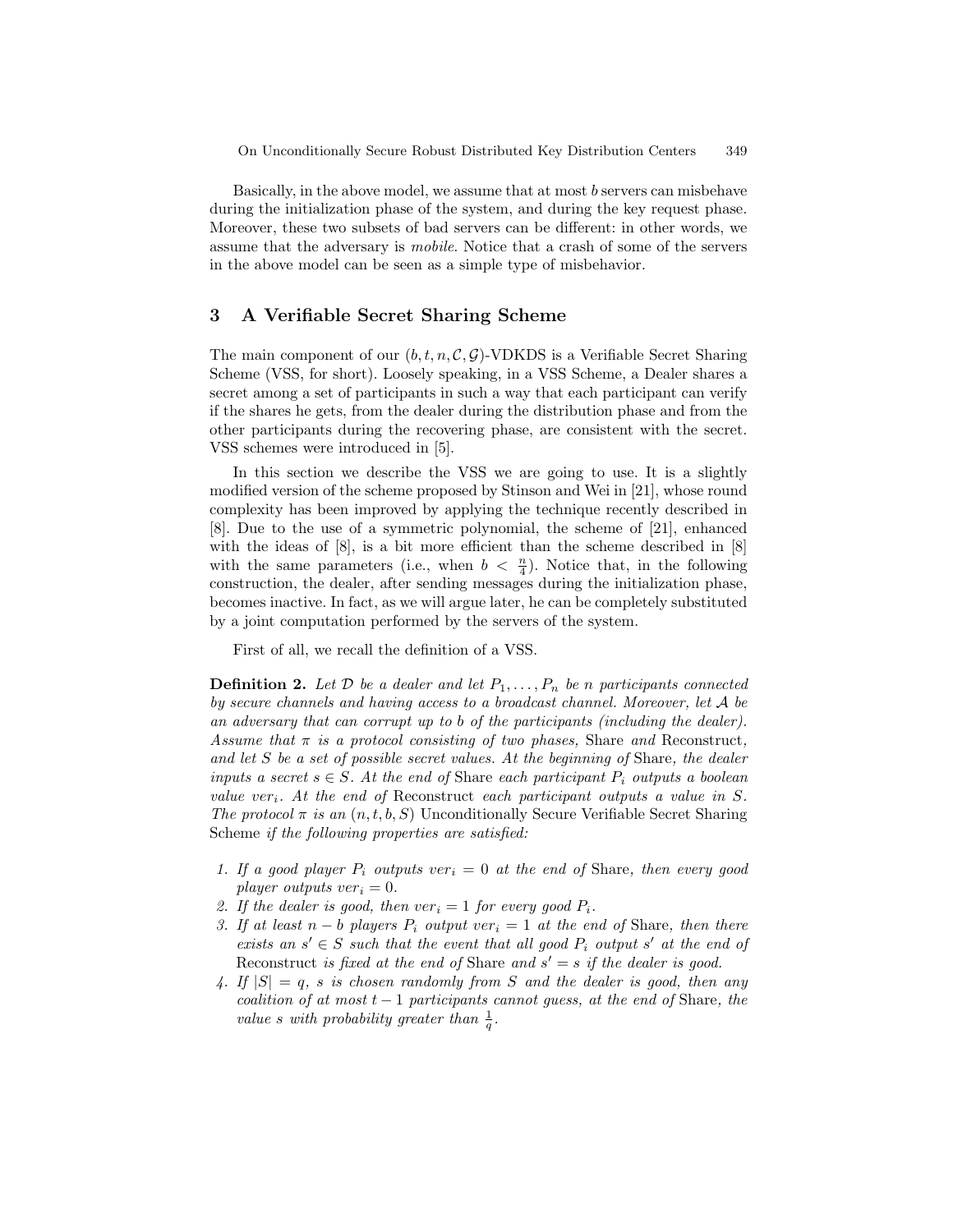Basically, in the above model, we assume that at most $b$ servers can misbehave during the initialization phase of the system, and during the key request phase. Moreover, these two subsets of bad servers can be different: in other words, we assume that the adversary is *mobile*. Notice that a crash of some of the servers in the above model can be seen as a simple type of misbehavior.

## 3 A Verifiable Secret Sharing Scheme

The main component of our $(b, t, n, \mathcal{C}, \mathcal{G})$-VDKDS is a Verifiable Secret Sharing Scheme (VSS, for short). Loosely speaking, in a VSS Scheme, a Dealer shares a secret among a set of participants in such a way that each participant can verify if the shares he gets, from the dealer during the distribution phase and from the other participants during the recovering phase, are consistent with the secret. VSS schemes were introduced in [5].

In this section we describe the VSS we are going to use. It is a slightly modified version of the scheme proposed by Stinson and Wei in [21], whose round complexity has been improved by applying the technique recently described in [8]. Due to the use of a symmetric polynomial, the scheme of [21], enhanced with the ideas of [8], is a bit more efficient than the scheme described in [8] with the same parameters (i.e., when $b < \frac{n}{4}$). Notice that, in the following construction, the dealer, after sending messages during the initialization phase, becomes inactive. In fact, as we will argue later, he can be completely substituted by a joint computation performed by the servers of the system.

First of all, we recall the definition of a VSS.

**Definition 2.** *Let $\mathcal{D}$ be a dealer and let $P_1, \ldots, P_n$ be $n$ participants connected by secure channels and having access to a broadcast channel. Moreover, let $\mathcal{A}$ be an adversary that can corrupt up to $b$ of the participants (including the dealer). Assume that $\pi$ is a protocol consisting of two phases,* Share *and* Reconstruct*, and let $S$ be a set of possible secret values. At the beginning of* Share*, the dealer inputs a secret $s \in S$. At the end of* Share *each participant $P_i$ outputs a boolean value $ver_i$. At the end of* Reconstruct *each participant outputs a value in $S$. The protocol $\pi$ is an $(n, t, b, S)$* Unconditionally Secure Verifiable Secret Sharing Scheme *if the following properties are satisfied:*

1. *If a good player $P_i$ outputs $ver_i = 0$ at the end of* Share*, then every good player outputs $ver_i = 0$.*
2. *If the dealer is good, then $ver_i = 1$ for every good $P_i$.*
3. *If at least $n - b$ players $P_i$ output $ver_i = 1$ at the end of* Share*, then there exists an $s' \in S$ such that the event that all good $P_i$ output $s'$ at the end of* Reconstruct *is fixed at the end of* Share *and $s' = s$ if the dealer is good.*
4. *If $|S| = q$, $s$ is chosen randomly from $S$ and the dealer is good, then any coalition of at most $t - 1$ participants cannot guess, at the end of* Share*, the value $s$ with probability greater than $\frac{1}{q}$.*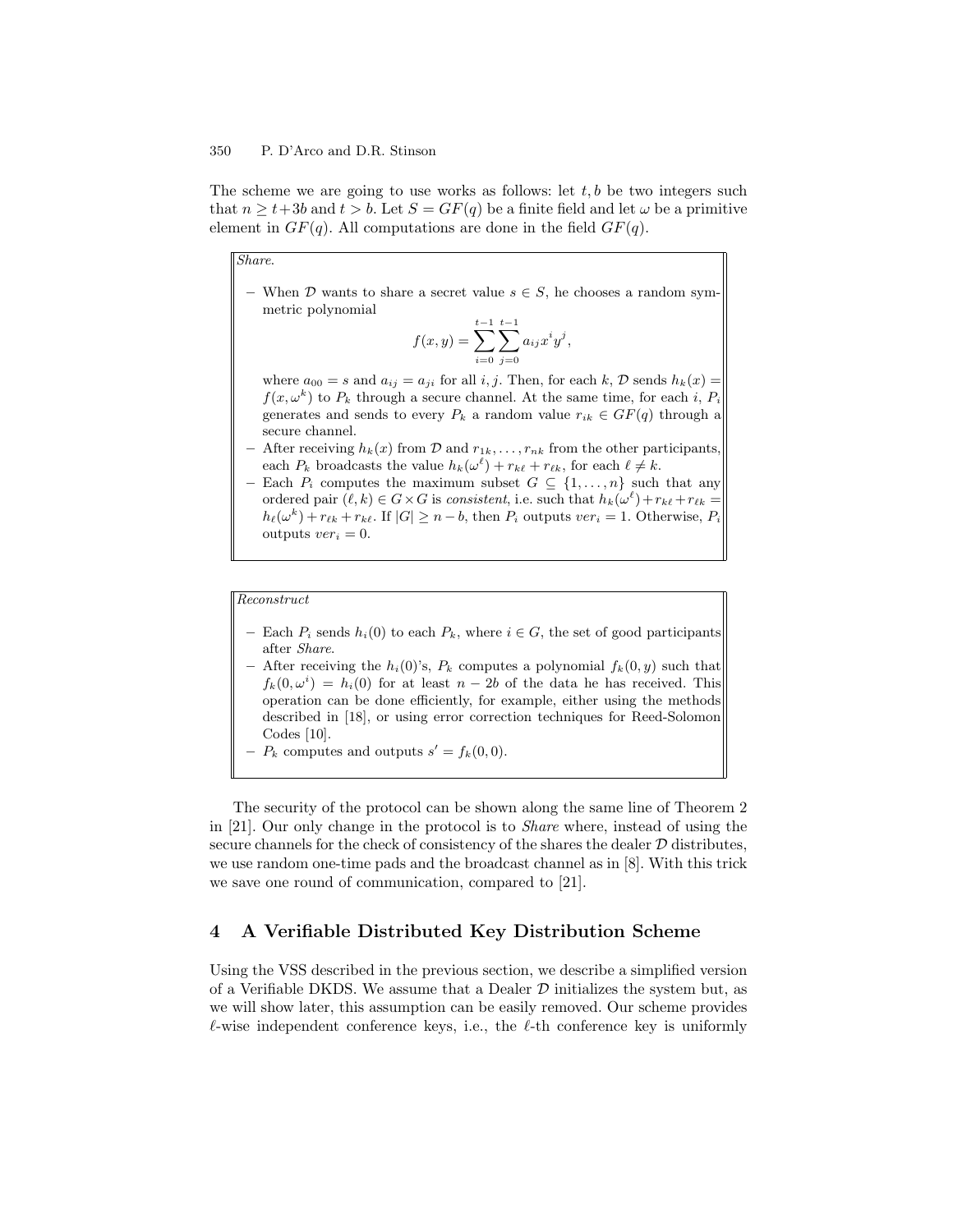The scheme we are going to use works as follows: let $t, b$ be two integers such that $n \geq t+3b$ and $t > b$. Let $S = GF(q)$ be a finite field and let $\omega$ be a primitive element in $GF(q)$. All computations are done in the field $GF(q)$.

*Share.*

- When $\mathcal{D}$ wants to share a secret value $s \in S$, he chooses a random symmetric polynomial
$$f(x, y) = \sum_{i=0}^{t-1} \sum_{j=0}^{t-1} a_{ij} x^i y^j,$$
where $a_{00} = s$ and $a_{ij} = a_{ji}$ for all $i, j$. Then, for each $k$, $\mathcal{D}$ sends $h_k(x) = f(x, \omega^k)$ to $P_k$ through a secure channel. At the same time, for each $i$, $P_i$ generates and sends to every $P_k$ a random value $r_{ik} \in GF(q)$ through a secure channel.
- After receiving $h_k(x)$ from $\mathcal{D}$ and $r_{1k}, \ldots, r_{nk}$ from the other participants, each $P_k$ broadcasts the value $h_k(\omega^\ell) + r_{k\ell} + r_{\ell k}$, for each $\ell \neq k$.
- Each $P_i$ computes the maximum subset $G \subseteq \{1, \ldots, n\}$ such that any ordered pair $(\ell, k) \in G \times G$ is *consistent*, i.e. such that $h_k(\omega^\ell) + r_{k\ell} + r_{\ell k} = h_\ell(\omega^k) + r_{\ell k} + r_{k\ell}$. If $|G| \geq n - b$, then $P_i$ outputs $ver_i = 1$. Otherwise, $P_i$ outputs $ver_i = 0$.

*Reconstruct*

- Each $P_i$ sends $h_i(0)$ to each $P_k$, where $i \in G$, the set of good participants after *Share*.
- After receiving the $h_i(0)$'s, $P_k$ computes a polynomial $f_k(0, y)$ such that $f_k(0, \omega^i) = h_i(0)$ for at least $n - 2b$ of the data he has received. This operation can be done efficiently, for example, either using the methods described in [18], or using error correction techniques for Reed-Solomon Codes [10].
- $P_k$ computes and outputs $s' = f_k(0, 0)$.

The security of the protocol can be shown along the same line of Theorem 2 in [21]. Our only change in the protocol is to *Share* where, instead of using the secure channels for the check of consistency of the shares the dealer $\mathcal{D}$ distributes, we use random one-time pads and the broadcast channel as in [8]. With this trick we save one round of communication, compared to [21].

## 4 A Verifiable Distributed Key Distribution Scheme

Using the VSS described in the previous section, we describe a simplified version of a Verifiable DKDS. We assume that a Dealer $\mathcal{D}$ initializes the system but, as we will show later, this assumption can be easily removed. Our scheme provides $\ell$-wise independent conference keys, i.e., the $\ell$-th conference key is uniformly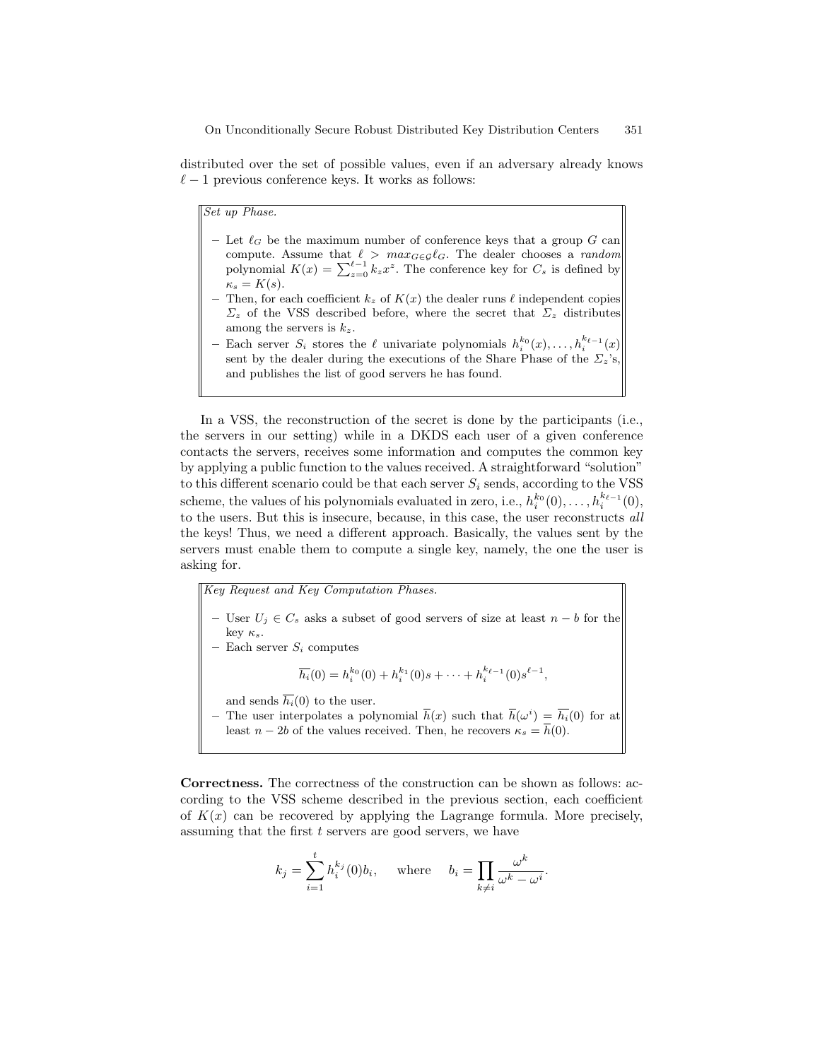distributed over the set of possible values, even if an adversary already knows $\ell - 1$ previous conference keys. It works as follows:

*Set up Phase.*

- Let $\ell_G$ be the maximum number of conference keys that a group $G$ can compute. Assume that $\ell > max_{G \in \mathcal{G}} \ell_G$. The dealer chooses a *random* polynomial $K(x) = \sum_{z=0}^{\ell-1} k_z x^z$. The conference key for $C_s$ is defined by $\kappa_s = K(s)$.
- Then, for each coefficient $k_z$ of $K(x)$ the dealer runs $\ell$ independent copies $\Sigma_z$ of the VSS described before, where the secret that $\Sigma_z$ distributes among the servers is $k_z$.
- Each server $S_i$ stores the $\ell$ univariate polynomials $h_i^{k_0}(x), \ldots, h_i^{k_{\ell-1}}(x)$ sent by the dealer during the executions of the Share Phase of the $\Sigma_z$'s, and publishes the list of good servers he has found.

In a VSS, the reconstruction of the secret is done by the participants (i.e., the servers in our setting) while in a DKDS each user of a given conference contacts the servers, receives some information and computes the common key by applying a public function to the values received. A straightforward "solution" to this different scenario could be that each server $S_i$ sends, according to the VSS scheme, the values of his polynomials evaluated in zero, i.e., $h_i^{k_0}(0), \ldots, h_i^{k_{\ell-1}}(0)$, to the users. But this is insecure, because, in this case, the user reconstructs *all* the keys! Thus, we need a different approach. Basically, the values sent by the servers must enable them to compute a single key, namely, the one the user is asking for.

*Key Request and Key Computation Phases.*

- User $U_j \in C_s$ asks a subset of good servers of size at least $n - b$ for the key $\kappa_s$.
- Each server $S_i$ computes

$$\overline{h_i}(0) = h_i^{k_0}(0) + h_i^{k_1}(0)s + \cdots + h_i^{k_{\ell-1}}(0)s^{\ell-1},$$

  and sends $\overline{h_i}(0)$ to the user.
- The user interpolates a polynomial $\overline{h}(x)$ such that $\overline{h}(\omega^i) = \overline{h_i}(0)$ for at least $n - 2b$ of the values received. Then, he recovers $\kappa_s = \overline{h}(0)$.

**Correctness.** The correctness of the construction can be shown as follows: according to the VSS scheme described in the previous section, each coefficient of $K(x)$ can be recovered by applying the Lagrange formula. More precisely, assuming that the first $t$ servers are good servers, we have

$$k_j = \sum_{i=1}^{t} h_i^{k_j}(0) b_i, \quad \text{where} \quad b_i = \prod_{k \neq i} \frac{\omega^k}{\omega^k - \omega^i}.$$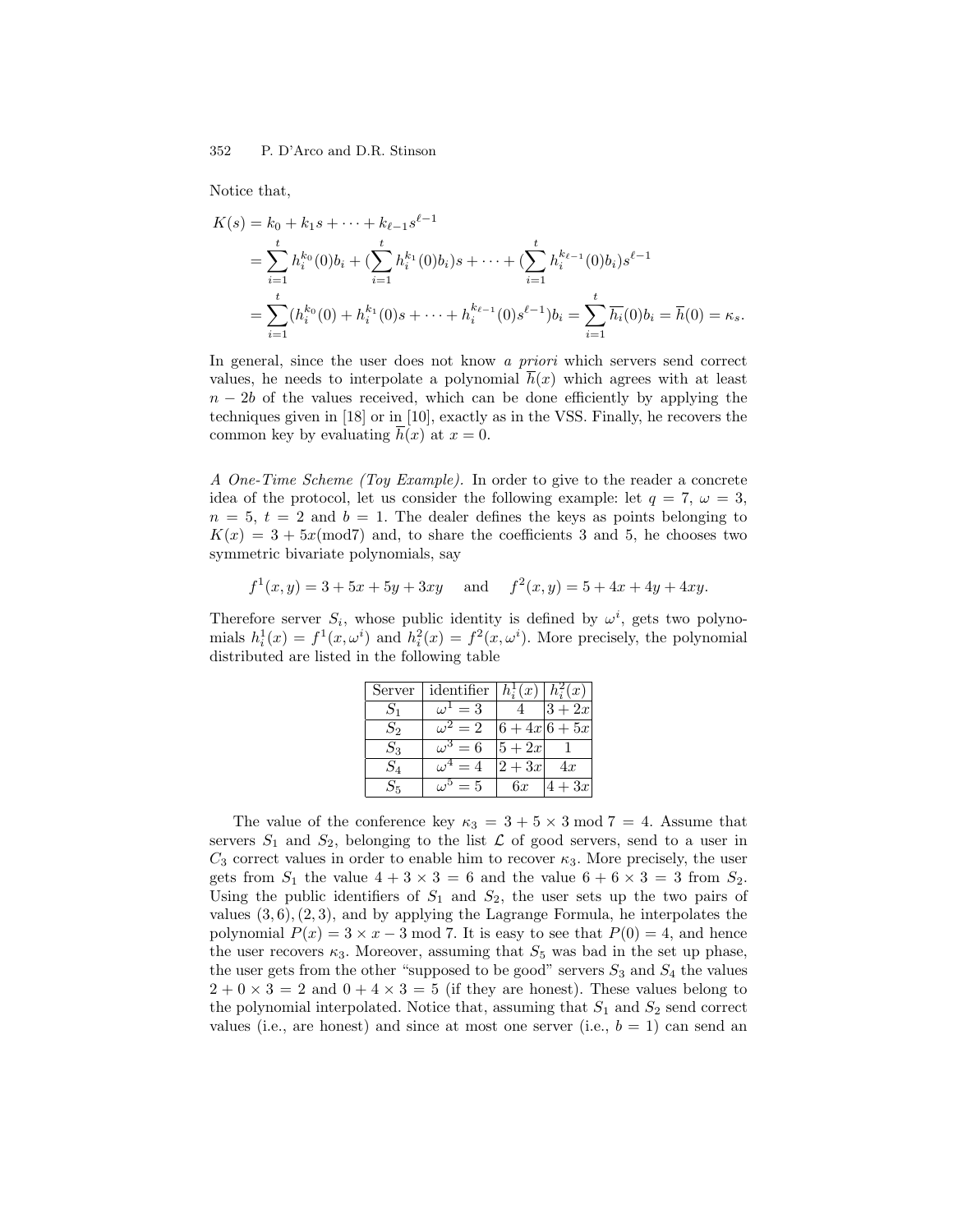Notice that,

$$
\begin{aligned}
K(s) &= k_0 + k_1 s + \cdots + k_{\ell-1} s^{\ell-1} \\
&= \sum_{i=1}^{t} h_i^{k_0}(0) b_i + (\sum_{i=1}^{t} h_i^{k_1}(0) b_i) s + \cdots + (\sum_{i=1}^{t} h_i^{k_{\ell-1}}(0) b_i) s^{\ell-1} \\
&= \sum_{i=1}^{t} (h_i^{k_0}(0) + h_i^{k_1}(0) s + \cdots + h_i^{k_{\ell-1}}(0) s^{\ell-1}) b_i = \sum_{i=1}^{t} \overline{h_i}(0) b_i = \overline{h}(0) = \kappa_s.
\end{aligned}
$$

In general, since the user does not know *a priori* which servers send correct values, he needs to interpolate a polynomial $\overline{h}(x)$ which agrees with at least $n - 2b$ of the values received, which can be done efficiently by applying the techniques given in [18] or in [10], exactly as in the VSS. Finally, he recovers the common key by evaluating $\overline{h}(x)$ at $x = 0$.

*A One-Time Scheme (Toy Example).* In order to give to the reader a concrete idea of the protocol, let us consider the following example: let $q = 7$, $\omega = 3$, $n = 5$, $t = 2$ and $b = 1$. The dealer defines the keys as points belonging to $K(x) = 3 + 5x (\text{mod} 7)$ and, to share the coefficients 3 and 5, he chooses two symmetric bivariate polynomials, say

$$
f^1(x, y) = 3 + 5x + 5y + 3xy \quad \text{and} \quad f^2(x, y) = 5 + 4x + 4y + 4xy.
$$

Therefore server $S_i$, whose public identity is defined by $\omega^i$, gets two polynomials $h_i^1(x) = f^1(x, \omega^i)$ and $h_i^2(x) = f^2(x, \omega^i)$. More precisely, the polynomial distributed are listed in the following table

| Server | identifier | $h_i^1(x)$ | $h_i^2(x)$ |
|---|---|---|---|
| $S_1$ | $\omega^1 = 3$ | $4$ | $3 + 2x$ |
| $S_2$ | $\omega^2 = 2$ | $6 + 4x$ | $6 + 5x$ |
| $S_3$ | $\omega^3 = 6$ | $5 + 2x$ | $1$ |
| $S_4$ | $\omega^4 = 4$ | $2 + 3x$ | $4x$ |
| $S_5$ | $\omega^5 = 5$ | $6x$ | $4 + 3x$ |

The value of the conference key $\kappa_3 = 3 + 5 \times 3 \bmod 7 = 4$. Assume that servers $S_1$ and $S_2$, belonging to the list $\mathcal{L}$ of good servers, send to a user in $C_3$ correct values in order to enable him to recover $\kappa_3$. More precisely, the user gets from $S_1$ the value $4 + 3 \times 3 = 6$ and the value $6 + 6 \times 3 = 3$ from $S_2$. Using the public identifiers of $S_1$ and $S_2$, the user sets up the two pairs of values $(3, 6), (2, 3)$, and by applying the Lagrange Formula, he interpolates the polynomial $P(x) = 3 \times x - 3 \bmod 7$. It is easy to see that $P(0) = 4$, and hence the user recovers $\kappa_3$. Moreover, assuming that $S_5$ was bad in the set up phase, the user gets from the other "supposed to be good" servers $S_3$ and $S_4$ the values $2 + 0 \times 3 = 2$ and $0 + 4 \times 3 = 5$ (if they are honest). These values belong to the polynomial interpolated. Notice that, assuming that $S_1$ and $S_2$ send correct values (i.e., are honest) and since at most one server (i.e., $b = 1$) can send an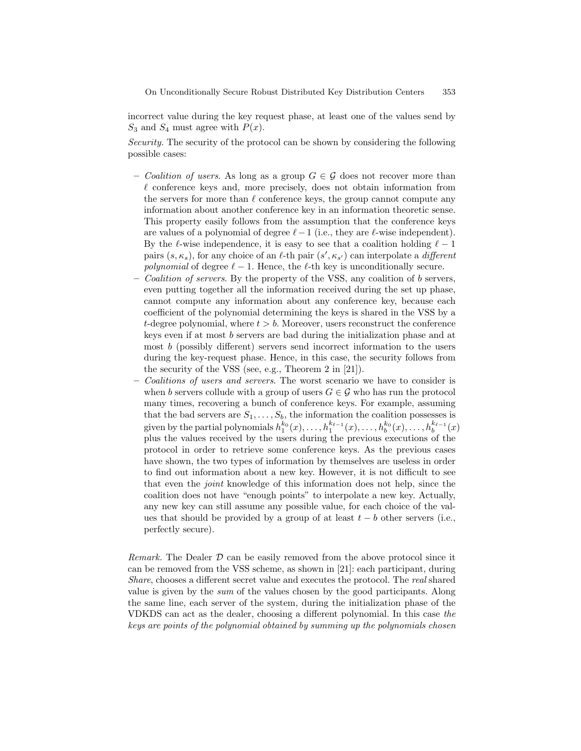incorrect value during the key request phase, at least one of the values send by $S_3$ and $S_4$ must agree with $P(x)$.

*Security.* The security of the protocol can be shown by considering the following possible cases:

- *Coalition of users.* As long as a group $G \in \mathcal{G}$ does not recover more than $\ell$ conference keys and, more precisely, does not obtain information from the servers for more than $\ell$ conference keys, the group cannot compute any information about another conference key in an information theoretic sense. This property easily follows from the assumption that the conference keys are values of a polynomial of degree $\ell - 1$ (i.e., they are $\ell$-wise independent). By the $\ell$-wise independence, it is easy to see that a coalition holding $\ell - 1$ pairs $(s, \kappa_s)$, for any choice of an $\ell$-th pair $(s', \kappa_{s'})$ can interpolate a *different polynomial* of degree $\ell - 1$. Hence, the $\ell$-th key is unconditionally secure.
- *Coalition of servers.* By the property of the VSS, any coalition of $b$ servers, even putting together all the information received during the set up phase, cannot compute any information about any conference key, because each coefficient of the polynomial determining the keys is shared in the VSS by a $t$-degree polynomial, where $t > b$. Moreover, users reconstruct the conference keys even if at most $b$ servers are bad during the initialization phase and at most $b$ (possibly different) servers send incorrect information to the users during the key-request phase. Hence, in this case, the security follows from the security of the VSS (see, e.g., Theorem 2 in [21]).
- *Coalitions of users and servers.* The worst scenario we have to consider is when $b$ servers collude with a group of users $G \in \mathcal{G}$ who has run the protocol many times, recovering a bunch of conference keys. For example, assuming that the bad servers are $S_1, \ldots, S_b$, the information the coalition possesses is given by the partial polynomials $h_1^{k_0}(x), \ldots, h_1^{k_{\ell-1}}(x), \ldots, h_b^{k_0}(x), \ldots, h_b^{k_{\ell-1}}(x)$ plus the values received by the users during the previous executions of the protocol in order to retrieve some conference keys. As the previous cases have shown, the two types of information by themselves are useless in order to find out information about a new key. However, it is not difficult to see that even the *joint* knowledge of this information does not help, since the coalition does not have "enough points" to interpolate a new key. Actually, any new key can still assume any possible value, for each choice of the values that should be provided by a group of at least $t - b$ other servers (i.e., perfectly secure).

*Remark.* The Dealer $\mathcal{D}$ can be easily removed from the above protocol since it can be removed from the VSS scheme, as shown in [21]: each participant, during *Share*, chooses a different secret value and executes the protocol. The *real* shared value is given by the *sum* of the values chosen by the good participants. Along the same line, each server of the system, during the initialization phase of the VDKDS can act as the dealer, choosing a different polynomial. In this case *the keys are points of the polynomial obtained by summing up the polynomials chosen*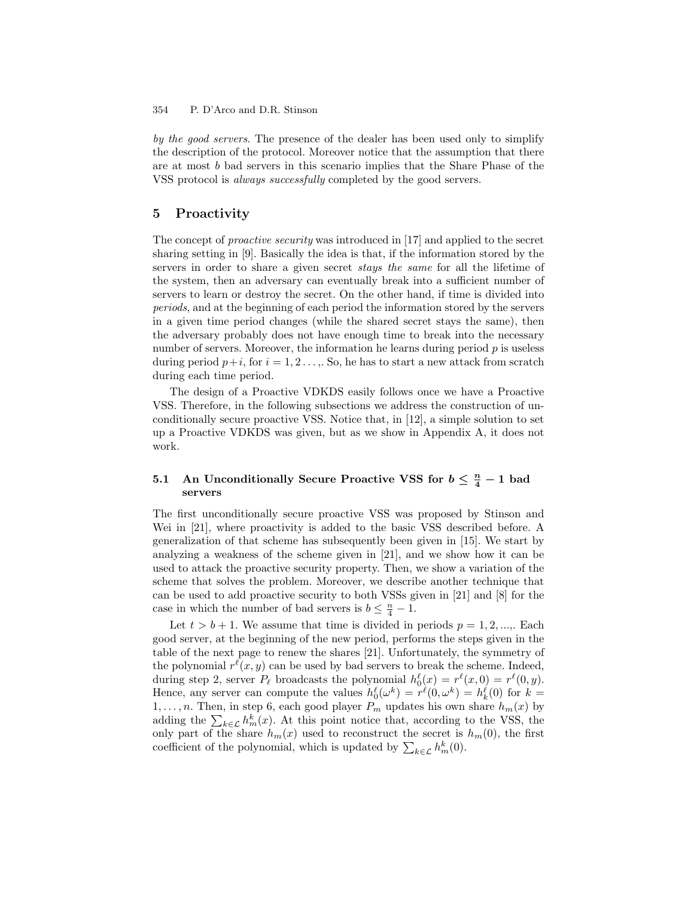*by the good servers*. The presence of the dealer has been used only to simplify the description of the protocol. Moreover notice that the assumption that there are at most $b$ bad servers in this scenario implies that the Share Phase of the VSS protocol is *always successfully* completed by the good servers.

## 5 Proactivity

The concept of *proactive security* was introduced in [17] and applied to the secret sharing setting in [9]. Basically the idea is that, if the information stored by the servers in order to share a given secret *stays the same* for all the lifetime of the system, then an adversary can eventually break into a sufficient number of servers to learn or destroy the secret. On the other hand, if time is divided into *periods*, and at the beginning of each period the information stored by the servers in a given time period changes (while the shared secret stays the same), then the adversary probably does not have enough time to break into the necessary number of servers. Moreover, the information he learns during period $p$ is useless during period $p+i$, for $i = 1, 2 \ldots,$. So, he has to start a new attack from scratch during each time period.

The design of a Proactive VDKDS easily follows once we have a Proactive VSS. Therefore, in the following subsections we address the construction of unconditionally secure proactive VSS. Notice that, in [12], a simple solution to set up a Proactive VDKDS was given, but as we show in Appendix A, it does not work.

### 5.1 An Unconditionally Secure Proactive VSS for $b \leq \frac{n}{4} - 1$ bad servers

The first unconditionally secure proactive VSS was proposed by Stinson and Wei in [21], where proactivity is added to the basic VSS described before. A generalization of that scheme has subsequently been given in [15]. We start by analyzing a weakness of the scheme given in [21], and we show how it can be used to attack the proactive security property. Then, we show a variation of the scheme that solves the problem. Moreover, we describe another technique that can be used to add proactive security to both VSSs given in [21] and [8] for the case in which the number of bad servers is $b \leq \frac{n}{4} - 1$.

Let $t > b+1$. We assume that time is divided in periods $p = 1, 2, ...,$. Each good server, at the beginning of the new period, performs the steps given in the table of the next page to renew the shares [21]. Unfortunately, the symmetry of the polynomial $r^\ell(x, y)$ can be used by bad servers to break the scheme. Indeed, during step 2, server $P_\ell$ broadcasts the polynomial $h_0^\ell(x) = r^\ell(x, 0) = r^\ell(0, y)$. Hence, any server can compute the values $h_0^\ell(\omega^k) = r^\ell(0, \omega^k) = h_k^\ell(0)$ for $k = 1, \ldots, n$. Then, in step 6, each good player $P_m$ updates his own share $h_m(x)$ by adding the $\sum_{k \in \mathcal{L}} h_m^k(x)$. At this point notice that, according to the VSS, the only part of the share $h_m(x)$ used to reconstruct the secret is $h_m(0)$, the first coefficient of the polynomial, which is updated by $\sum_{k \in \mathcal{L}} h_m^k(0)$.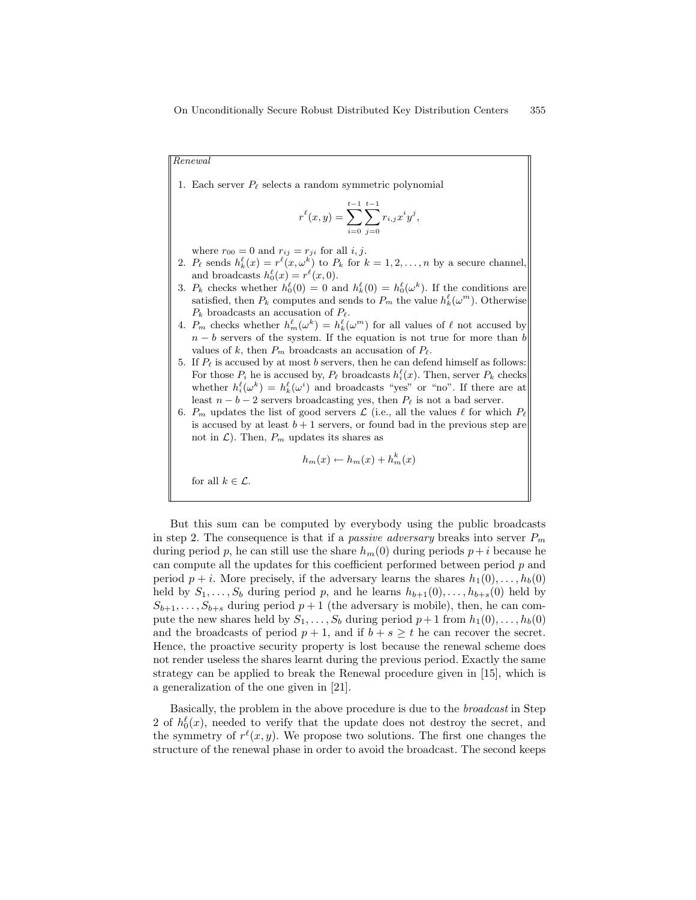*Renewal*

1. Each server $P_\ell$ selects a random symmetric polynomial

$$r^\ell(x,y) = \sum_{i=0}^{t-1}\sum_{j=0}^{t-1} r_{i,j} x^i y^j,$$

where $r_{00} = 0$ and $r_{ij} = r_{ji}$ for all $i, j$.

2. $P_\ell$ sends $h_k^\ell(x) = r^\ell(x, \omega^k)$ to $P_k$ for $k = 1, 2, \ldots, n$ by a secure channel, and broadcasts $h_0^\ell(x) = r^\ell(x, 0)$.
3. $P_k$ checks whether $h_0^\ell(0) = 0$ and $h_k^\ell(0) = h_0^\ell(\omega^k)$. If the conditions are satisfied, then $P_k$ computes and sends to $P_m$ the value $h_k^\ell(\omega^m)$. Otherwise $P_k$ broadcasts an accusation of $P_\ell$.
4. $P_m$ checks whether $h_m^\ell(\omega^k) = h_k^\ell(\omega^m)$ for all values of $\ell$ not accused by $n - b$ servers of the system. If the equation is not true for more than $b$ values of $k$, then $P_m$ broadcasts an accusation of $P_\ell$.
5. If $P_\ell$ is accused by at most $b$ servers, then he can defend himself as follows: For those $P_i$ he is accused by, $P_\ell$ broadcasts $h_i^\ell(x)$. Then, server $P_k$ checks whether $h_i^\ell(\omega^k) = h_k^\ell(\omega^i)$ and broadcasts "yes" or "no". If there are at least $n - b - 2$ servers broadcasting yes, then $P_\ell$ is not a bad server.
6. $P_m$ updates the list of good servers $\mathcal{L}$ (i.e., all the values $\ell$ for which $P_\ell$ is accused by at least $b + 1$ servers, or found bad in the previous step are not in $\mathcal{L}$). Then, $P_m$ updates its shares as

$$h_m(x) \leftarrow h_m(x) + h_m^k(x)$$

for all $k \in \mathcal{L}$.

But this sum can be computed by everybody using the public broadcasts in step 2. The consequence is that if a *passive adversary* breaks into server $P_m$ during period $p$, he can still use the share $h_m(0)$ during periods $p+i$ because he can compute all the updates for this coefficient performed between period $p$ and period $p+i$. More precisely, if the adversary learns the shares $h_1(0), \ldots, h_b(0)$ held by $S_1, \ldots, S_b$ during period $p$, and he learns $h_{b+1}(0), \ldots, h_{b+s}(0)$ held by $S_{b+1}, \ldots, S_{b+s}$ during period $p+1$ (the adversary is mobile), then, he can compute the new shares held by $S_1, \ldots, S_b$ during period $p+1$ from $h_1(0), \ldots, h_b(0)$ and the broadcasts of period $p+1$, and if $b + s \geq t$ he can recover the secret. Hence, the proactive security property is lost because the renewal scheme does not render useless the shares learnt during the previous period. Exactly the same strategy can be applied to break the Renewal procedure given in [15], which is a generalization of the one given in [21].

Basically, the problem in the above procedure is due to the *broadcast* in Step 2 of $h_0^\ell(x)$, needed to verify that the update does not destroy the secret, and the symmetry of $r^\ell(x, y)$. We propose two solutions. The first one changes the structure of the renewal phase in order to avoid the broadcast. The second keeps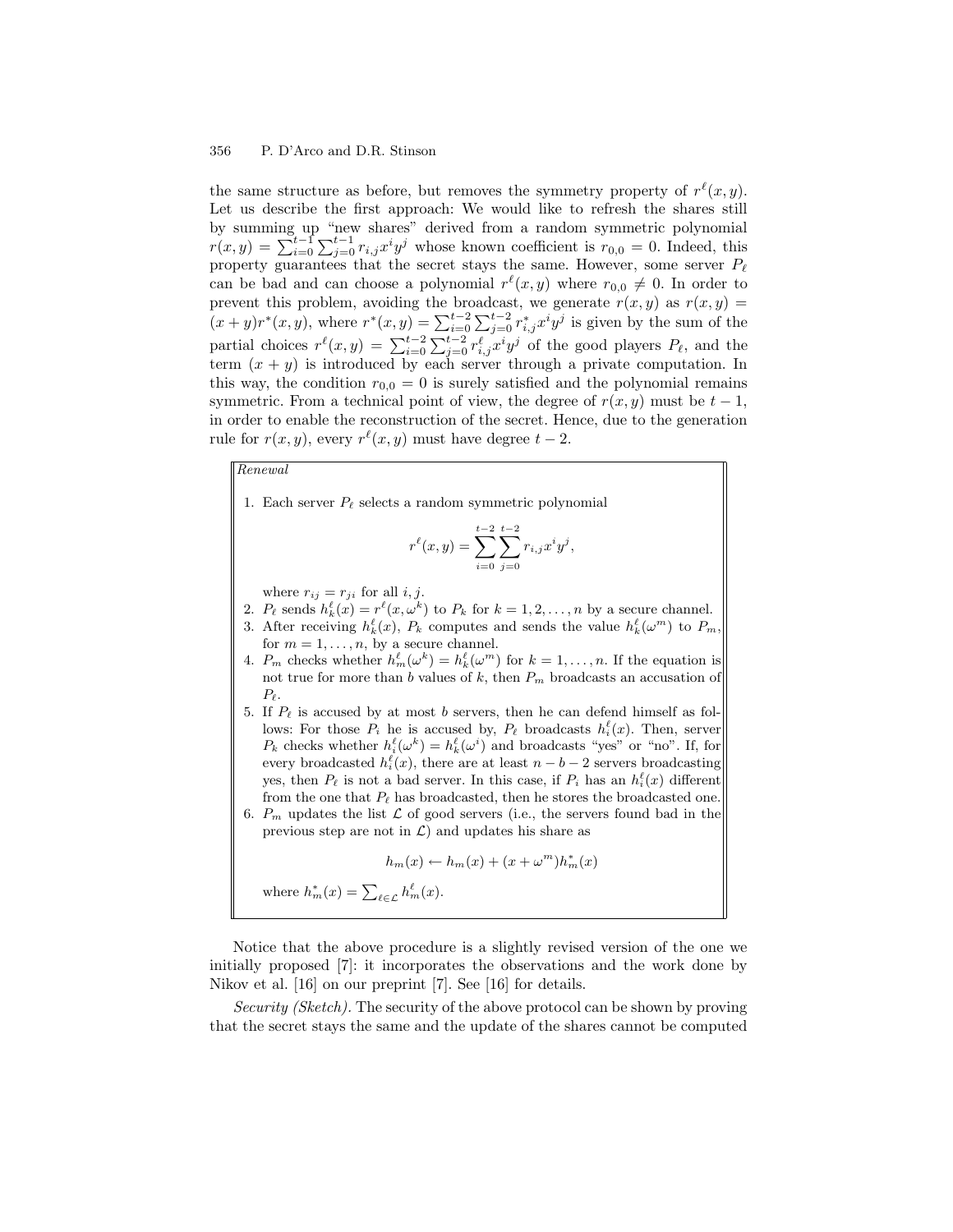the same structure as before, but removes the symmetry property of $r^\ell(x,y)$. Let us describe the first approach: We would like to refresh the shares still by summing up "new shares" derived from a random symmetric polynomial $r(x,y) = \sum_{i=0}^{t-1}\sum_{j=0}^{t-1} r_{i,j}x^iy^j$ whose known coefficient is $r_{0,0} = 0$. Indeed, this property guarantees that the secret stays the same. However, some server $P_\ell$ can be bad and can choose a polynomial $r^\ell(x,y)$ where $r_{0,0} \neq 0$. In order to prevent this problem, avoiding the broadcast, we generate $r(x,y)$ as $r(x,y) = (x+y)r^*(x,y)$, where $r^*(x,y) = \sum_{i=0}^{t-2}\sum_{j=0}^{t-2} r^*_{i,j}x^iy^j$ is given by the sum of the partial choices $r^\ell(x,y) = \sum_{i=0}^{t-2}\sum_{j=0}^{t-2} r^\ell_{i,j}x^iy^j$ of the good players $P_\ell$, and the term $(x+y)$ is introduced by each server through a private computation. In this way, the condition $r_{0,0} = 0$ is surely satisfied and the polynomial remains symmetric. From a technical point of view, the degree of $r(x,y)$ must be $t-1$, in order to enable the reconstruction of the secret. Hence, due to the generation rule for $r(x,y)$, every $r^\ell(x,y)$ must have degree $t-2$.

*Renewal*

1. Each server $P_\ell$ selects a random symmetric polynomial
$$r^\ell(x,y) = \sum_{i=0}^{t-2}\sum_{j=0}^{t-2} r_{i,j}x^iy^j,$$
where $r_{ij} = r_{ji}$ for all $i,j$.
2. $P_\ell$ sends $h^\ell_k(x) = r^\ell(x,\omega^k)$ to $P_k$ for $k = 1,2,\ldots,n$ by a secure channel.
3. After receiving $h^\ell_k(x)$, $P_k$ computes and sends the value $h^\ell_k(\omega^m)$ to $P_m$, for $m = 1,\ldots,n$, by a secure channel.
4. $P_m$ checks whether $h^\ell_m(\omega^k) = h^\ell_k(\omega^m)$ for $k = 1,\ldots,n$. If the equation is not true for more than $b$ values of $k$, then $P_m$ broadcasts an accusation of $P_\ell$.
5. If $P_\ell$ is accused by at most $b$ servers, then he can defend himself as follows: For those $P_i$ he is accused by, $P_\ell$ broadcasts $h^\ell_i(x)$. Then, server $P_k$ checks whether $h^\ell_i(\omega^k) = h^\ell_k(\omega^i)$ and broadcasts "yes" or "no". If, for every broadcasted $h^\ell_i(x)$, there are at least $n-b-2$ servers broadcasting yes, then $P_\ell$ is not a bad server. In this case, if $P_i$ has an $h^\ell_i(x)$ different from the one that $P_\ell$ has broadcasted, then he stores the broadcasted one.
6. $P_m$ updates the list $\mathcal{L}$ of good servers (i.e., the servers found bad in the previous step are not in $\mathcal{L}$) and updates his share as
$$h_m(x) \leftarrow h_m(x) + (x+\omega^m)h^*_m(x)$$
where $h^*_m(x) = \sum_{\ell\in\mathcal{L}} h^\ell_m(x)$.

Notice that the above procedure is a slightly revised version of the one we initially proposed [7]: it incorporates the observations and the work done by Nikov et al. [16] on our preprint [7]. See [16] for details.

*Security (Sketch).* The security of the above protocol can be shown by proving that the secret stays the same and the update of the shares cannot be computed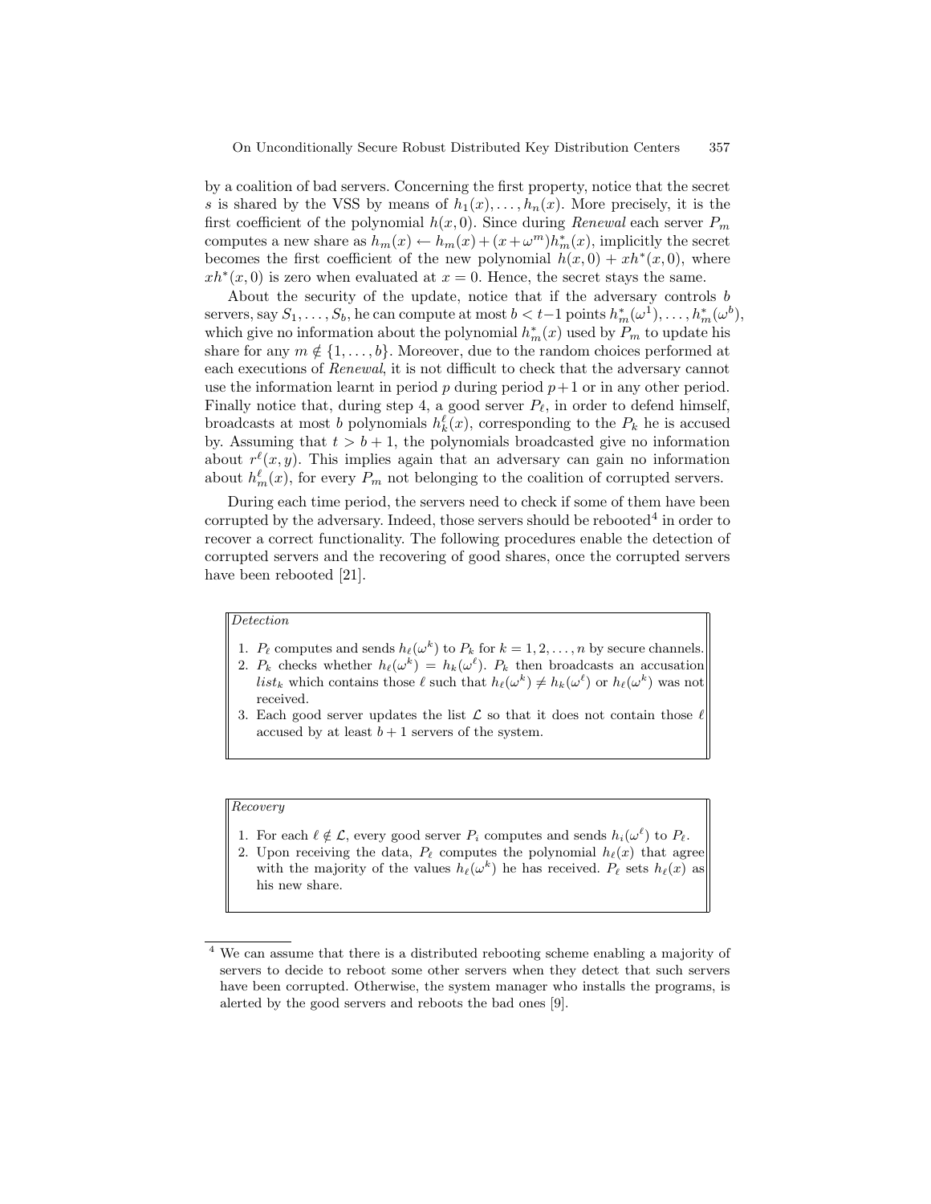by a coalition of bad servers. Concerning the first property, notice that the secret $s$ is shared by the VSS by means of $h_1(x), \ldots, h_n(x)$. More precisely, it is the first coefficient of the polynomial $h(x, 0)$. Since during *Renewal* each server $P_m$ computes a new share as $h_m(x) \leftarrow h_m(x) + (x + \omega^m) h^*_m(x)$, implicitly the secret becomes the first coefficient of the new polynomial $h(x, 0) + xh^*(x, 0)$, where $xh^*(x, 0)$ is zero when evaluated at $x = 0$. Hence, the secret stays the same.

About the security of the update, notice that if the adversary controls $b$ servers, say $S_1, \ldots, S_b$, he can compute at most $b < t-1$ points $h^*_m(\omega^1), \ldots, h^*_m(\omega^b)$, which give no information about the polynomial $h^*_m(x)$ used by $P_m$ to update his share for any $m \notin \{1, \ldots, b\}$. Moreover, due to the random choices performed at each executions of *Renewal*, it is not difficult to check that the adversary cannot use the information learnt in period $p$ during period $p+1$ or in any other period. Finally notice that, during step 4, a good server $P_\ell$, in order to defend himself, broadcasts at most $b$ polynomials $h^\ell_k(x)$, corresponding to the $P_k$ he is accused by. Assuming that $t > b + 1$, the polynomials broadcasted give no information about $r^\ell(x, y)$. This implies again that an adversary can gain no information about $h^\ell_m(x)$, for every $P_m$ not belonging to the coalition of corrupted servers.

During each time period, the servers need to check if some of them have been corrupted by the adversary. Indeed, those servers should be rebooted[4] in order to recover a correct functionality. The following procedures enable the detection of corrupted servers and the recovering of good shares, once the corrupted servers have been rebooted [21].

*Detection*

1. $P_\ell$ computes and sends $h_\ell(\omega^k)$ to $P_k$ for $k = 1, 2, \ldots, n$ by secure channels.
2. $P_k$ checks whether $h_\ell(\omega^k) = h_k(\omega^\ell)$. $P_k$ then broadcasts an accusation $list_k$ which contains those $\ell$ such that $h_\ell(\omega^k) \neq h_k(\omega^\ell)$ or $h_\ell(\omega^k)$ was not received.
3. Each good server updates the list $\mathcal{L}$ so that it does not contain those $\ell$ accused by at least $b + 1$ servers of the system.

*Recovery*

1. For each $\ell \notin \mathcal{L}$, every good server $P_i$ computes and sends $h_i(\omega^\ell)$ to $P_\ell$.
2. Upon receiving the data, $P_\ell$ computes the polynomial $h_\ell(x)$ that agree with the majority of the values $h_\ell(\omega^k)$ he has received. $P_\ell$ sets $h_\ell(x)$ as his new share.

[4] We can assume that there is a distributed rebooting scheme enabling a majority of servers to decide to reboot some other servers when they detect that such servers have been corrupted. Otherwise, the system manager who installs the programs, is alerted by the good servers and reboots the bad ones [9].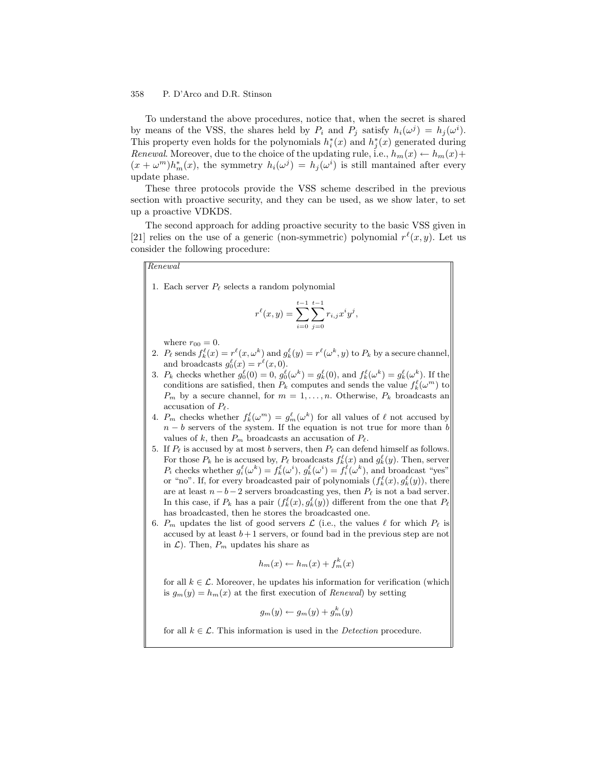To understand the above procedures, notice that, when the secret is shared by means of the VSS, the shares held by $P_i$ and $P_j$ satisfy $h_i(\omega^j) = h_j(\omega^i)$. This property even holds for the polynomials $h_i^*(x)$ and $h_j^*(x)$ generated during *Renewal*. Moreover, due to the choice of the updating rule, i.e., $h_m(x) \leftarrow h_m(x) + (x + \omega^m)h_m^*(x)$, the symmetry $h_i(\omega^j) = h_j(\omega^i)$ is still mantained after every update phase.

These three protocols provide the VSS scheme described in the previous section with proactive security, and they can be used, as we show later, to set up a proactive VDKDS.

The second approach for adding proactive security to the basic VSS given in [21] relies on the use of a generic (non-symmetric) polynomial $r^\ell(x, y)$. Let us consider the following procedure:

*Renewal*

1. Each server $P_\ell$ selects a random polynomial

$$r^\ell(x, y) = \sum_{i=0}^{t-1} \sum_{j=0}^{t-1} r_{i,j} x^i y^j,$$

where $r_{00} = 0$.

2. $P_\ell$ sends $f_k^\ell(x) = r^\ell(x, \omega^k)$ and $g_k^\ell(y) = r^\ell(\omega^k, y)$ to $P_k$ by a secure channel, and broadcasts $g_0^\ell(x) = r^\ell(x, 0)$.
3. $P_k$ checks whether $g_0^\ell(0) = 0$, $g_0^\ell(\omega^k) = g_k^\ell(0)$, and $f_k^\ell(\omega^k) = g_k^\ell(\omega^k)$. If the conditions are satisfied, then $P_k$ computes and sends the value $f_k^\ell(\omega^m)$ to $P_m$ by a secure channel, for $m = 1, \ldots, n$. Otherwise, $P_k$ broadcasts an accusation of $P_\ell$.
4. $P_m$ checks whether $f_k^\ell(\omega^m) = g_m^\ell(\omega^k)$ for all values of $\ell$ not accused by $n - b$ servers of the system. If the equation is not true for more than $b$ values of $k$, then $P_m$ broadcasts an accusation of $P_\ell$.
5. If $P_\ell$ is accused by at most $b$ servers, then $P_\ell$ can defend himself as follows. For those $P_k$ he is accused by, $P_\ell$ broadcasts $f_k^\ell(x)$ and $g_k^\ell(y)$. Then, server $P_i$ checks whether $g_i^\ell(\omega^k) = f_k^\ell(\omega^i)$, $g_k^\ell(\omega^i) = f_i^\ell(\omega^k)$, and broadcast "yes" or "no". If, for every broadcasted pair of polynomials $(f_k^\ell(x), g_k^\ell(y))$, there are at least $n - b - 2$ servers broadcasting yes, then $P_\ell$ is not a bad server. In this case, if $P_k$ has a pair $(f_k^\ell(x), g_k^\ell(y))$ different from the one that $P_\ell$ has broadcasted, then he stores the broadcasted one.
6. $P_m$ updates the list of good servers $\mathcal{L}$ (i.e., the values $\ell$ for which $P_\ell$ is accused by at least $b+1$ servers, or found bad in the previous step are not in $\mathcal{L}$). Then, $P_m$ updates his share as

$$h_m(x) \leftarrow h_m(x) + f_m^k(x)$$

for all $k \in \mathcal{L}$. Moreover, he updates his information for verification (which is $g_m(y) = h_m(x)$ at the first execution of *Renewal*) by setting

$$g_m(y) \leftarrow g_m(y) + g_m^k(y)$$

for all $k \in \mathcal{L}$. This information is used in the *Detection* procedure.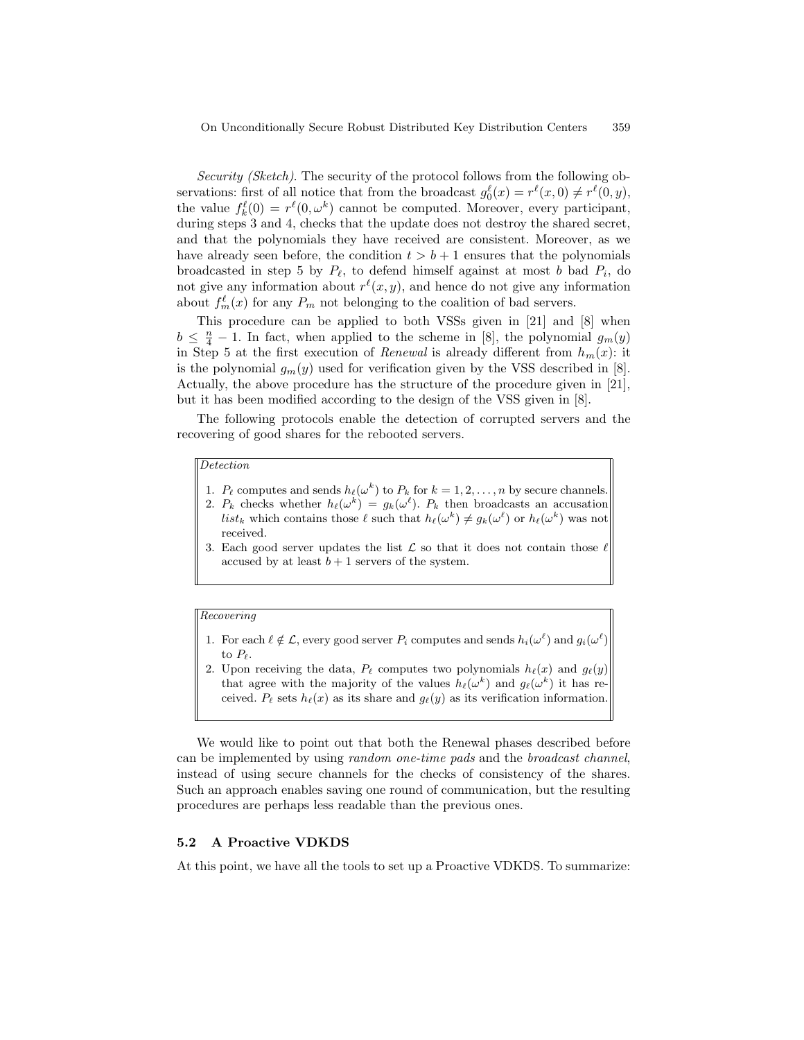*Security (Sketch)*. The security of the protocol follows from the following observations: first of all notice that from the broadcast $g_0^\ell(x) = r^\ell(x, 0) \neq r^\ell(0, y)$, the value $f_k^\ell(0) = r^\ell(0, \omega^k)$ cannot be computed. Moreover, every participant, during steps 3 and 4, checks that the update does not destroy the shared secret, and that the polynomials they have received are consistent. Moreover, as we have already seen before, the condition $t > b + 1$ ensures that the polynomials broadcasted in step 5 by $P_\ell$, to defend himself against at most $b$ bad $P_i$, do not give any information about $r^\ell(x, y)$, and hence do not give any information about $f_m^\ell(x)$ for any $P_m$ not belonging to the coalition of bad servers.

This procedure can be applied to both VSSs given in [21] and [8] when $b \leq \frac{n}{4} - 1$. In fact, when applied to the scheme in [8], the polynomial $g_m(y)$ in Step 5 at the first execution of *Renewal* is already different from $h_m(x)$: it is the polynomial $g_m(y)$ used for verification given by the VSS described in [8]. Actually, the above procedure has the structure of the procedure given in [21], but it has been modified according to the design of the VSS given in [8].

The following protocols enable the detection of corrupted servers and the recovering of good shares for the rebooted servers.

*Detection*

1. $P_\ell$ computes and sends $h_\ell(\omega^k)$ to $P_k$ for $k = 1, 2, \ldots, n$ by secure channels.
2. $P_k$ checks whether $h_\ell(\omega^k) = g_k(\omega^\ell)$. $P_k$ then broadcasts an accusation $list_k$ which contains those $\ell$ such that $h_\ell(\omega^k) \neq g_k(\omega^\ell)$ or $h_\ell(\omega^k)$ was not received.
3. Each good server updates the list $\mathcal{L}$ so that it does not contain those $\ell$ accused by at least $b + 1$ servers of the system.

*Recovering*

1. For each $\ell \notin \mathcal{L}$, every good server $P_i$ computes and sends $h_i(\omega^\ell)$ and $g_i(\omega^\ell)$ to $P_\ell$.
2. Upon receiving the data, $P_\ell$ computes two polynomials $h_\ell(x)$ and $g_\ell(y)$ that agree with the majority of the values $h_\ell(\omega^k)$ and $g_\ell(\omega^k)$ it has received. $P_\ell$ sets $h_\ell(x)$ as its share and $g_\ell(y)$ as its verification information.

We would like to point out that both the Renewal phases described before can be implemented by using *random one-time pads* and the *broadcast channel*, instead of using secure channels for the checks of consistency of the shares. Such an approach enables saving one round of communication, but the resulting procedures are perhaps less readable than the previous ones.

### 5.2 A Proactive VDKDS

At this point, we have all the tools to set up a Proactive VDKDS. To summarize: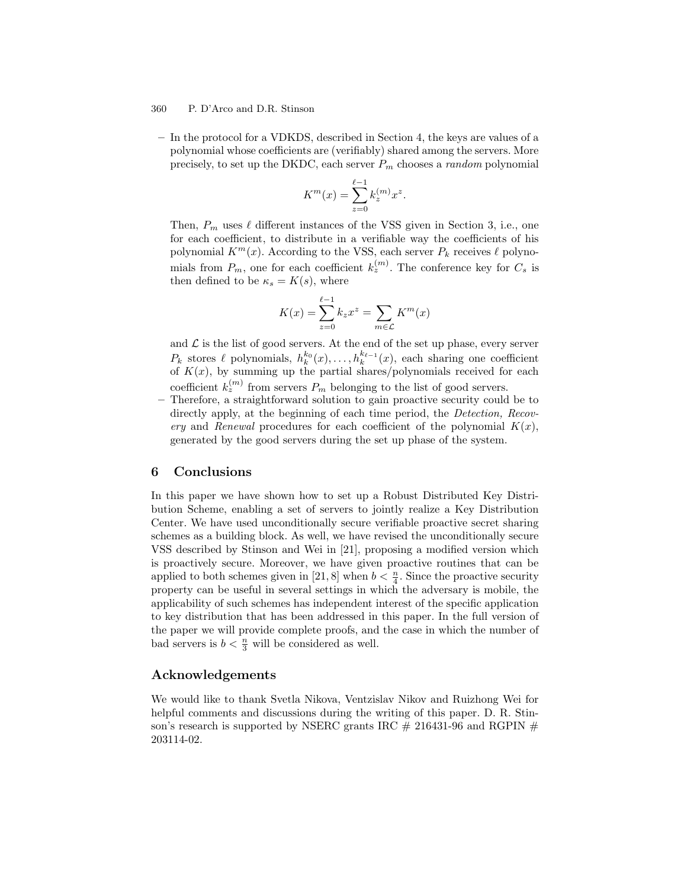- In the protocol for a VDKDS, described in Section 4, the keys are values of a polynomial whose coefficients are (verifiably) shared among the servers. More precisely, to set up the DKDC, each server $P_m$ chooses a *random* polynomial

$$K^m(x) = \sum_{z=0}^{\ell-1} k_z^{(m)} x^z.$$

  Then, $P_m$ uses $\ell$ different instances of the VSS given in Section 3, i.e., one for each coefficient, to distribute in a verifiable way the coefficients of his polynomial $K^m(x)$. According to the VSS, each server $P_k$ receives $\ell$ polynomials from $P_m$, one for each coefficient $k_z^{(m)}$. The conference key for $C_s$ is then defined to be $\kappa_s = K(s)$, where

$$K(x) = \sum_{z=0}^{\ell-1} k_z x^z = \sum_{m \in \mathcal{L}} K^m(x)$$

  and $\mathcal{L}$ is the list of good servers. At the end of the set up phase, every server $P_k$ stores $\ell$ polynomials, $h_k^{k_0}(x), \ldots, h_k^{k_{\ell-1}}(x)$, each sharing one coefficient of $K(x)$, by summing up the partial shares/polynomials received for each coefficient $k_z^{(m)}$ from servers $P_m$ belonging to the list of good servers.
- Therefore, a straightforward solution to gain proactive security could be to directly apply, at the beginning of each time period, the *Detection, Recovery* and *Renewal* procedures for each coefficient of the polynomial $K(x)$, generated by the good servers during the set up phase of the system.

## 6 Conclusions

In this paper we have shown how to set up a Robust Distributed Key Distribution Scheme, enabling a set of servers to jointly realize a Key Distribution Center. We have used unconditionally secure verifiable proactive secret sharing schemes as a building block. As well, we have revised the unconditionally secure VSS described by Stinson and Wei in [21], proposing a modified version which is proactively secure. Moreover, we have given proactive routines that can be applied to both schemes given in [21, 8] when $b < \frac{n}{4}$. Since the proactive security property can be useful in several settings in which the adversary is mobile, the applicability of such schemes has independent interest of the specific application to key distribution that has been addressed in this paper. In the full version of the paper we will provide complete proofs, and the case in which the number of bad servers is $b < \frac{n}{3}$ will be considered as well.

## Acknowledgements

We would like to thank Svetla Nikova, Ventzislav Nikov and Ruizhong Wei for helpful comments and discussions during the writing of this paper. D. R. Stinson's research is supported by NSERC grants IRC # 216431-96 and RGPIN # 203114-02.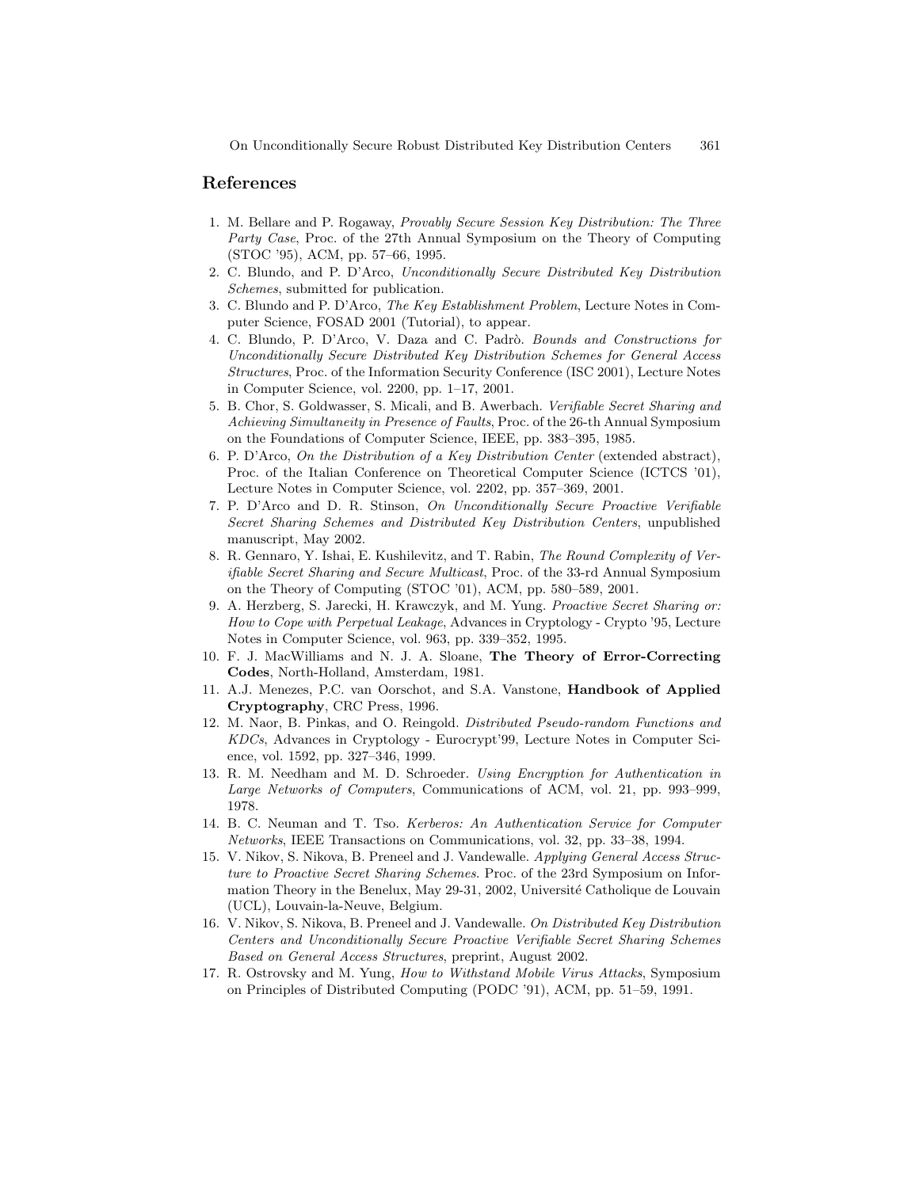## References

1. M. Bellare and P. Rogaway, *Provably Secure Session Key Distribution: The Three Party Case*, Proc. of the 27th Annual Symposium on the Theory of Computing (STOC '95), ACM, pp. 57–66, 1995.
2. C. Blundo, and P. D'Arco, *Unconditionally Secure Distributed Key Distribution Schemes*, submitted for publication.
3. C. Blundo and P. D'Arco, *The Key Establishment Problem*, Lecture Notes in Computer Science, FOSAD 2001 (Tutorial), to appear.
4. C. Blundo, P. D'Arco, V. Daza and C. Padrò. *Bounds and Constructions for Unconditionally Secure Distributed Key Distribution Schemes for General Access Structures*, Proc. of the Information Security Conference (ISC 2001), Lecture Notes in Computer Science, vol. 2200, pp. 1–17, 2001.
5. B. Chor, S. Goldwasser, S. Micali, and B. Awerbach. *Verifiable Secret Sharing and Achieving Simultaneity in Presence of Faults*, Proc. of the 26-th Annual Symposium on the Foundations of Computer Science, IEEE, pp. 383–395, 1985.
6. P. D'Arco, *On the Distribution of a Key Distribution Center* (extended abstract), Proc. of the Italian Conference on Theoretical Computer Science (ICTCS '01), Lecture Notes in Computer Science, vol. 2202, pp. 357–369, 2001.
7. P. D'Arco and D. R. Stinson, *On Unconditionally Secure Proactive Verifiable Secret Sharing Schemes and Distributed Key Distribution Centers*, unpublished manuscript, May 2002.
8. R. Gennaro, Y. Ishai, E. Kushilevitz, and T. Rabin, *The Round Complexity of Verifiable Secret Sharing and Secure Multicast*, Proc. of the 33-rd Annual Symposium on the Theory of Computing (STOC '01), ACM, pp. 580–589, 2001.
9. A. Herzberg, S. Jarecki, H. Krawczyk, and M. Yung. *Proactive Secret Sharing or: How to Cope with Perpetual Leakage*, Advances in Cryptology - Crypto '95, Lecture Notes in Computer Science, vol. 963, pp. 339–352, 1995.
10. F. J. MacWilliams and N. J. A. Sloane, **The Theory of Error-Correcting Codes**, North-Holland, Amsterdam, 1981.
11. A.J. Menezes, P.C. van Oorschot, and S.A. Vanstone, **Handbook of Applied Cryptography**, CRC Press, 1996.
12. M. Naor, B. Pinkas, and O. Reingold. *Distributed Pseudo-random Functions and KDCs*, Advances in Cryptology - Eurocrypt'99, Lecture Notes in Computer Science, vol. 1592, pp. 327–346, 1999.
13. R. M. Needham and M. D. Schroeder. *Using Encryption for Authentication in Large Networks of Computers*, Communications of ACM, vol. 21, pp. 993–999, 1978.
14. B. C. Neuman and T. Tso. *Kerberos: An Authentication Service for Computer Networks*, IEEE Transactions on Communications, vol. 32, pp. 33–38, 1994.
15. V. Nikov, S. Nikova, B. Preneel and J. Vandewalle. *Applying General Access Structure to Proactive Secret Sharing Schemes*. Proc. of the 23rd Symposium on Information Theory in the Benelux, May 29-31, 2002, Université Catholique de Louvain (UCL), Louvain-la-Neuve, Belgium.
16. V. Nikov, S. Nikova, B. Preneel and J. Vandewalle. *On Distributed Key Distribution Centers and Unconditionally Secure Proactive Verifiable Secret Sharing Schemes Based on General Access Structures*, preprint, August 2002.
17. R. Ostrovsky and M. Yung, *How to Withstand Mobile Virus Attacks*, Symposium on Principles of Distributed Computing (PODC '91), ACM, pp. 51–59, 1991.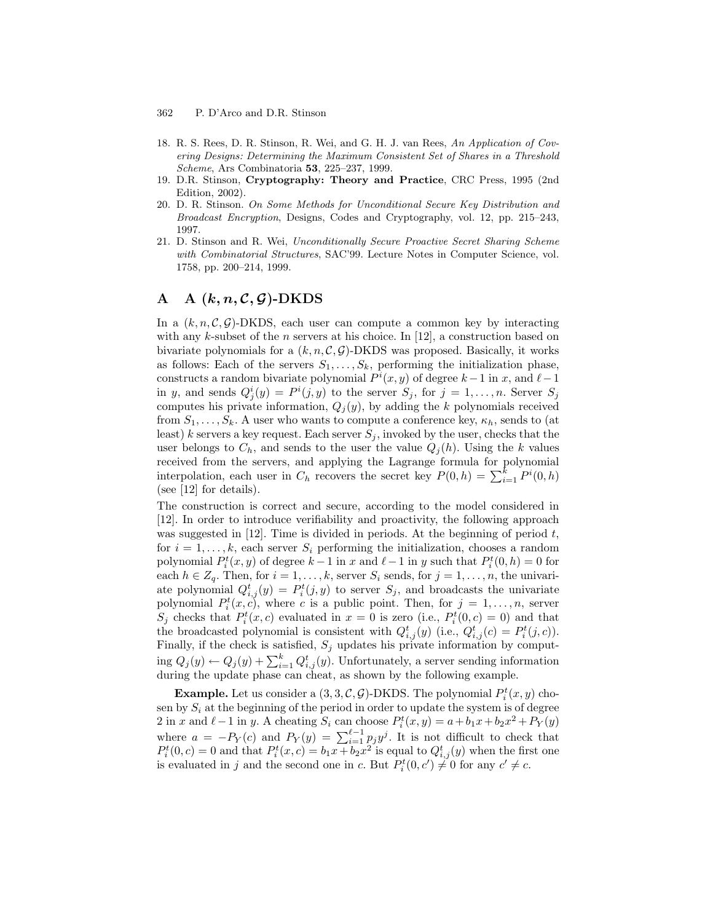18. R. S. Rees, D. R. Stinson, R. Wei, and G. H. J. van Rees, *An Application of Covering Designs: Determining the Maximum Consistent Set of Shares in a Threshold Scheme*, Ars Combinatoria **53**, 225–237, 1999.
19. D.R. Stinson, **Cryptography: Theory and Practice**, CRC Press, 1995 (2nd Edition, 2002).
20. D. R. Stinson. *On Some Methods for Unconditional Secure Key Distribution and Broadcast Encryption*, Designs, Codes and Cryptography, vol. 12, pp. 215–243, 1997.
21. D. Stinson and R. Wei, *Unconditionally Secure Proactive Secret Sharing Scheme with Combinatorial Structures*, SAC'99. Lecture Notes in Computer Science, vol. 1758, pp. 200–214, 1999.

# A A $(k, n, \mathcal{C}, \mathcal{G})$-DKDS

In a $(k, n, \mathcal{C}, \mathcal{G})$-DKDS, each user can compute a common key by interacting with any $k$-subset of the $n$ servers at his choice. In [12], a construction based on bivariate polynomials for a $(k, n, \mathcal{C}, \mathcal{G})$-DKDS was proposed. Basically, it works as follows: Each of the servers $S_1, \ldots, S_k$, performing the initialization phase, constructs a random bivariate polynomial $P^i(x, y)$ of degree $k-1$ in $x$, and $\ell-1$ in $y$, and sends $Q^i_j(y) = P^i(j, y)$ to the server $S_j$, for $j = 1, \ldots, n$. Server $S_j$ computes his private information, $Q_j(y)$, by adding the $k$ polynomials received from $S_1, \ldots, S_k$. A user who wants to compute a conference key, $\kappa_h$, sends to (at least) $k$ servers a key request. Each server $S_j$, invoked by the user, checks that the user belongs to $C_h$, and sends to the user the value $Q_j(h)$. Using the $k$ values received from the servers, and applying the Lagrange formula for polynomial interpolation, each user in $C_h$ recovers the secret key $P(0, h) = \sum_{i=1}^{k} P^i(0, h)$ (see [12] for details).

The construction is correct and secure, according to the model considered in [12]. In order to introduce verifiability and proactivity, the following approach was suggested in [12]. Time is divided in periods. At the beginning of period $t$, for $i = 1, \ldots, k$, each server $S_i$ performing the initialization, chooses a random polynomial $P^t_i(x, y)$ of degree $k-1$ in $x$ and $\ell-1$ in $y$ such that $P^t_i(0, h) = 0$ for each $h \in Z_q$. Then, for $i = 1, \ldots, k$, server $S_i$ sends, for $j = 1, \ldots, n$, the univariate polynomial $Q^t_{i,j}(y) = P^t_i(j, y)$ to server $S_j$, and broadcasts the univariate polynomial $P^t_i(x, c)$, where $c$ is a public point. Then, for $j = 1, \ldots, n$, server $S_j$ checks that $P^t_i(x, c)$ evaluated in $x = 0$ is zero (i.e., $P^t_i(0, c) = 0$) and that the broadcasted polynomial is consistent with $Q^t_{i,j}(y)$ (i.e., $Q^t_{i,j}(c) = P^t_i(j, c)$). Finally, if the check is satisfied, $S_j$ updates his private information by computing $Q_j(y) \leftarrow Q_j(y) + \sum_{i=1}^{k} Q^t_{i,j}(y)$. Unfortunately, a server sending information during the update phase can cheat, as shown by the following example.

**Example.** Let us consider a $(3, 3, \mathcal{C}, \mathcal{G})$-DKDS. The polynomial $P^t_i(x, y)$ chosen by $S_i$ at the beginning of the period in order to update the system is of degree 2 in $x$ and $\ell-1$ in $y$. A cheating $S_i$ can choose $P^t_i(x, y) = a + b_1 x + b_2 x^2 + P_Y(y)$ where $a = -P_Y(c)$ and $P_Y(y) = \sum_{i=1}^{\ell-1} p_j y^j$. It is not difficult to check that $P^t_i(0, c) = 0$ and that $P^t_i(x, c) = b_1 x + b_2 x^2$ is equal to $Q^t_{i,j}(y)$ when the first one is evaluated in $j$ and the second one in $c$. But $P^t_i(0, c') \neq 0$ for any $c' \neq c$.